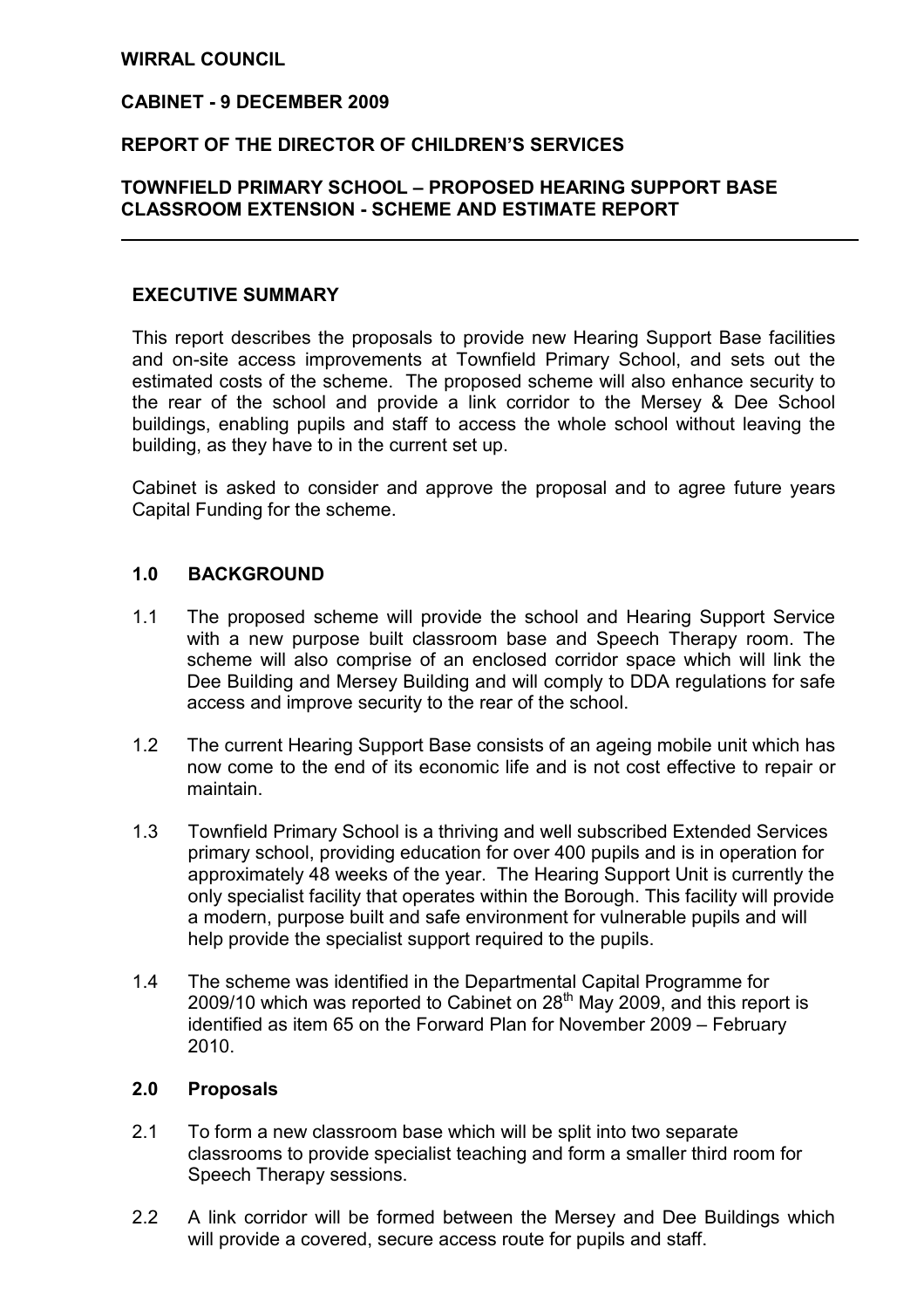**WIRRAL COUNCIL**

**CABINET - 9 DECEMBER 2009**

**REPORT OF THE DIRECTOR OF CHILDREN'S SERVICES**

**TOWNFIELD PRIMARY SCHOOL – PROPOSED HEARING SUPPORT BASE CLASSROOM EXTENSION - SCHEME AND ESTIMATE REPORT**

---

## EXECUTIVE SUMMARY

This report describes the proposals to provide new Hearing Support Base facilities and on-site access improvements at Townfield Primary School, and sets out the estimated costs of the scheme. The proposed scheme will also enhance security to the rear of the school and provide a link corridor to the Mersey & Dee School buildings, enabling pupils and staff to access the whole school without leaving the building, as they have to in the current set up.

Cabinet is asked to consider and approve the proposal and to agree future years Capital Funding for the scheme.

## 1.0 BACKGROUND

1.1 The proposed scheme will provide the school and Hearing Support Service with a new purpose built classroom base and Speech Therapy room. The scheme will also comprise of an enclosed corridor space which will link the Dee Building and Mersey Building and will comply to DDA regulations for safe access and improve security to the rear of the school.

1.2 The current Hearing Support Base consists of an ageing mobile unit which has now come to the end of its economic life and is not cost effective to repair or maintain.

1.3 Townfield Primary School is a thriving and well subscribed Extended Services primary school, providing education for over 400 pupils and is in operation for approximately 48 weeks of the year. The Hearing Support Unit is currently the only specialist facility that operates within the Borough. This facility will provide a modern, purpose built and safe environment for vulnerable pupils and will help provide the specialist support required to the pupils.

1.4 The scheme was identified in the Departmental Capital Programme for 2009/10 which was reported to Cabinet on 28th May 2009, and this report is identified as item 65 on the Forward Plan for November 2009 – February 2010.

## 2.0 Proposals

2.1 To form a new classroom base which will be split into two separate classrooms to provide specialist teaching and form a smaller third room for Speech Therapy sessions.

2.2 A link corridor will be formed between the Mersey and Dee Buildings which will provide a covered, secure access route for pupils and staff.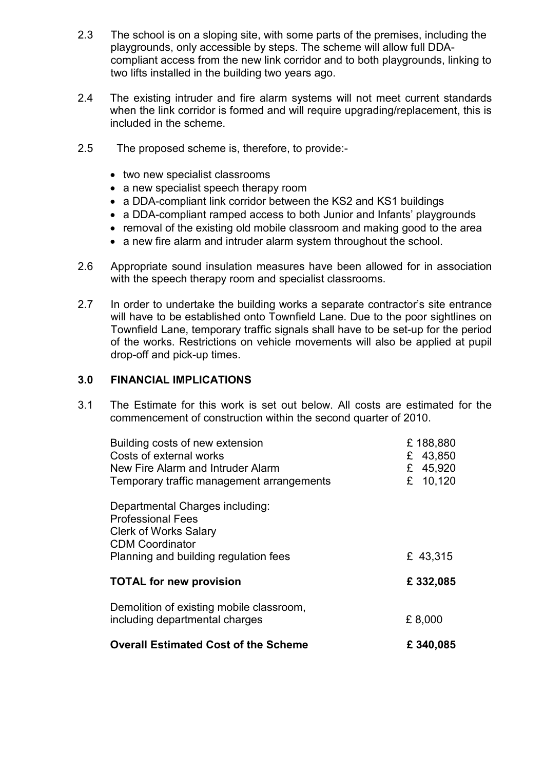2.3 The school is on a sloping site, with some parts of the premises, including the playgrounds, only accessible by steps. The scheme will allow full DDA-compliant access from the new link corridor and to both playgrounds, linking to two lifts installed in the building two years ago.

2.4 The existing intruder and fire alarm systems will not meet current standards when the link corridor is formed and will require upgrading/replacement, this is included in the scheme.

2.5 The proposed scheme is, therefore, to provide:-

- two new specialist classrooms
- a new specialist speech therapy room
- a DDA-compliant link corridor between the KS2 and KS1 buildings
- a DDA-compliant ramped access to both Junior and Infants' playgrounds
- removal of the existing old mobile classroom and making good to the area
- a new fire alarm and intruder alarm system throughout the school.

2.6 Appropriate sound insulation measures have been allowed for in association with the speech therapy room and specialist classrooms.

2.7 In order to undertake the building works a separate contractor's site entrance will have to be established onto Townfield Lane. Due to the poor sightlines on Townfield Lane, temporary traffic signals shall have to be set-up for the period of the works. Restrictions on vehicle movements will also be applied at pupil drop-off and pick-up times.

## 3.0 FINANCIAL IMPLICATIONS

3.1 The Estimate for this work is set out below. All costs are estimated for the commencement of construction within the second quarter of 2010.

| Item | Cost |
|---|---|
| Building costs of new extension | £ 188,880 |
| Costs of external works | £ 43,850 |
| New Fire Alarm and Intruder Alarm | £ 45,920 |
| Temporary traffic management arrangements | £ 10,120 |
| Departmental Charges including: Professional Fees, Clerk of Works Salary, CDM Coordinator, Planning and building regulation fees | £ 43,315 |
| **TOTAL for new provision** | **£ 332,085** |
| Demolition of existing mobile classroom, including departmental charges | £ 8,000 |
| **Overall Estimated Cost of the Scheme** | **£ 340,085** |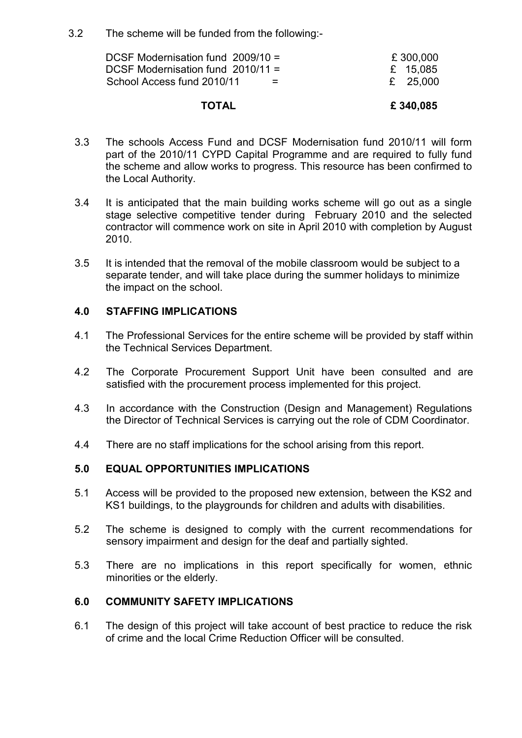3.2 The scheme will be funded from the following:-

| | | |
|---|---|---|
| DCSF Modernisation fund 2009/10 | = | £ 300,000 |
| DCSF Modernisation fund 2010/11 | = | £ 15,085 |
| School Access fund 2010/11 | = | £ 25,000 |
| **TOTAL** | | **£ 340,085** |

3.3 The schools Access Fund and DCSF Modernisation fund 2010/11 will form part of the 2010/11 CYPD Capital Programme and are required to fully fund the scheme and allow works to progress. This resource has been confirmed to the Local Authority.

3.4 It is anticipated that the main building works scheme will go out as a single stage selective competitive tender during February 2010 and the selected contractor will commence work on site in April 2010 with completion by August 2010.

3.5 It is intended that the removal of the mobile classroom would be subject to a separate tender, and will take place during the summer holidays to minimize the impact on the school.

## 4.0 STAFFING IMPLICATIONS

4.1 The Professional Services for the entire scheme will be provided by staff within the Technical Services Department.

4.2 The Corporate Procurement Support Unit have been consulted and are satisfied with the procurement process implemented for this project.

4.3 In accordance with the Construction (Design and Management) Regulations the Director of Technical Services is carrying out the role of CDM Coordinator.

4.4 There are no staff implications for the school arising from this report.

## 5.0 EQUAL OPPORTUNITIES IMPLICATIONS

5.1 Access will be provided to the proposed new extension, between the KS2 and KS1 buildings, to the playgrounds for children and adults with disabilities.

5.2 The scheme is designed to comply with the current recommendations for sensory impairment and design for the deaf and partially sighted.

5.3 There are no implications in this report specifically for women, ethnic minorities or the elderly.

## 6.0 COMMUNITY SAFETY IMPLICATIONS

6.1 The design of this project will take account of best practice to reduce the risk of crime and the local Crime Reduction Officer will be consulted.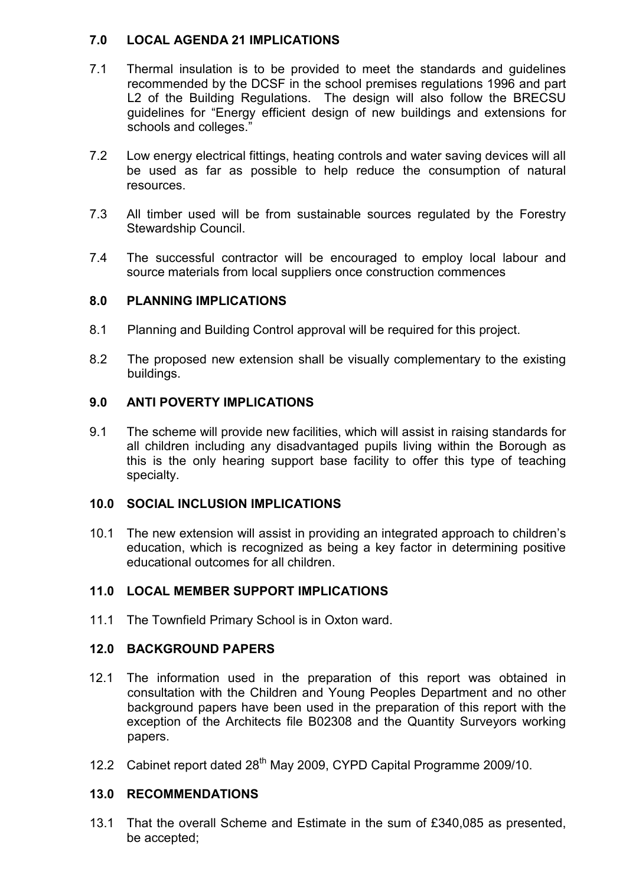## 7.0 LOCAL AGENDA 21 IMPLICATIONS

7.1 Thermal insulation is to be provided to meet the standards and guidelines recommended by the DCSF in the school premises regulations 1996 and part L2 of the Building Regulations. The design will also follow the BRECSU guidelines for "Energy efficient design of new buildings and extensions for schools and colleges."

7.2 Low energy electrical fittings, heating controls and water saving devices will all be used as far as possible to help reduce the consumption of natural resources.

7.3 All timber used will be from sustainable sources regulated by the Forestry Stewardship Council.

7.4 The successful contractor will be encouraged to employ local labour and source materials from local suppliers once construction commences

## 8.0 PLANNING IMPLICATIONS

8.1 Planning and Building Control approval will be required for this project.

8.2 The proposed new extension shall be visually complementary to the existing buildings.

## 9.0 ANTI POVERTY IMPLICATIONS

9.1 The scheme will provide new facilities, which will assist in raising standards for all children including any disadvantaged pupils living within the Borough as this is the only hearing support base facility to offer this type of teaching specialty.

## 10.0 SOCIAL INCLUSION IMPLICATIONS

10.1 The new extension will assist in providing an integrated approach to children's education, which is recognized as being a key factor in determining positive educational outcomes for all children.

## 11.0 LOCAL MEMBER SUPPORT IMPLICATIONS

11.1 The Townfield Primary School is in Oxton ward.

## 12.0 BACKGROUND PAPERS

12.1 The information used in the preparation of this report was obtained in consultation with the Children and Young Peoples Department and no other background papers have been used in the preparation of this report with the exception of the Architects file B02308 and the Quantity Surveyors working papers.

12.2 Cabinet report dated 28th May 2009, CYPD Capital Programme 2009/10.

## 13.0 RECOMMENDATIONS

13.1 That the overall Scheme and Estimate in the sum of £340,085 as presented, be accepted;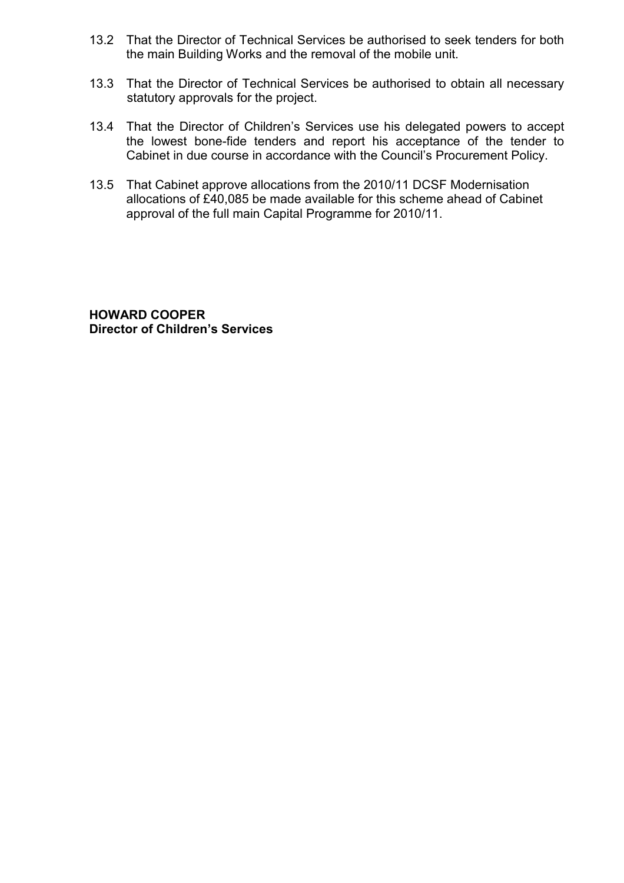13.2 That the Director of Technical Services be authorised to seek tenders for both the main Building Works and the removal of the mobile unit.

13.3 That the Director of Technical Services be authorised to obtain all necessary statutory approvals for the project.

13.4 That the Director of Children's Services use his delegated powers to accept the lowest bone-fide tenders and report his acceptance of the tender to Cabinet in due course in accordance with the Council's Procurement Policy.

13.5 That Cabinet approve allocations from the 2010/11 DCSF Modernisation allocations of £40,085 be made available for this scheme ahead of Cabinet approval of the full main Capital Programme for 2010/11.

**HOWARD COOPER**
**Director of Children's Services**